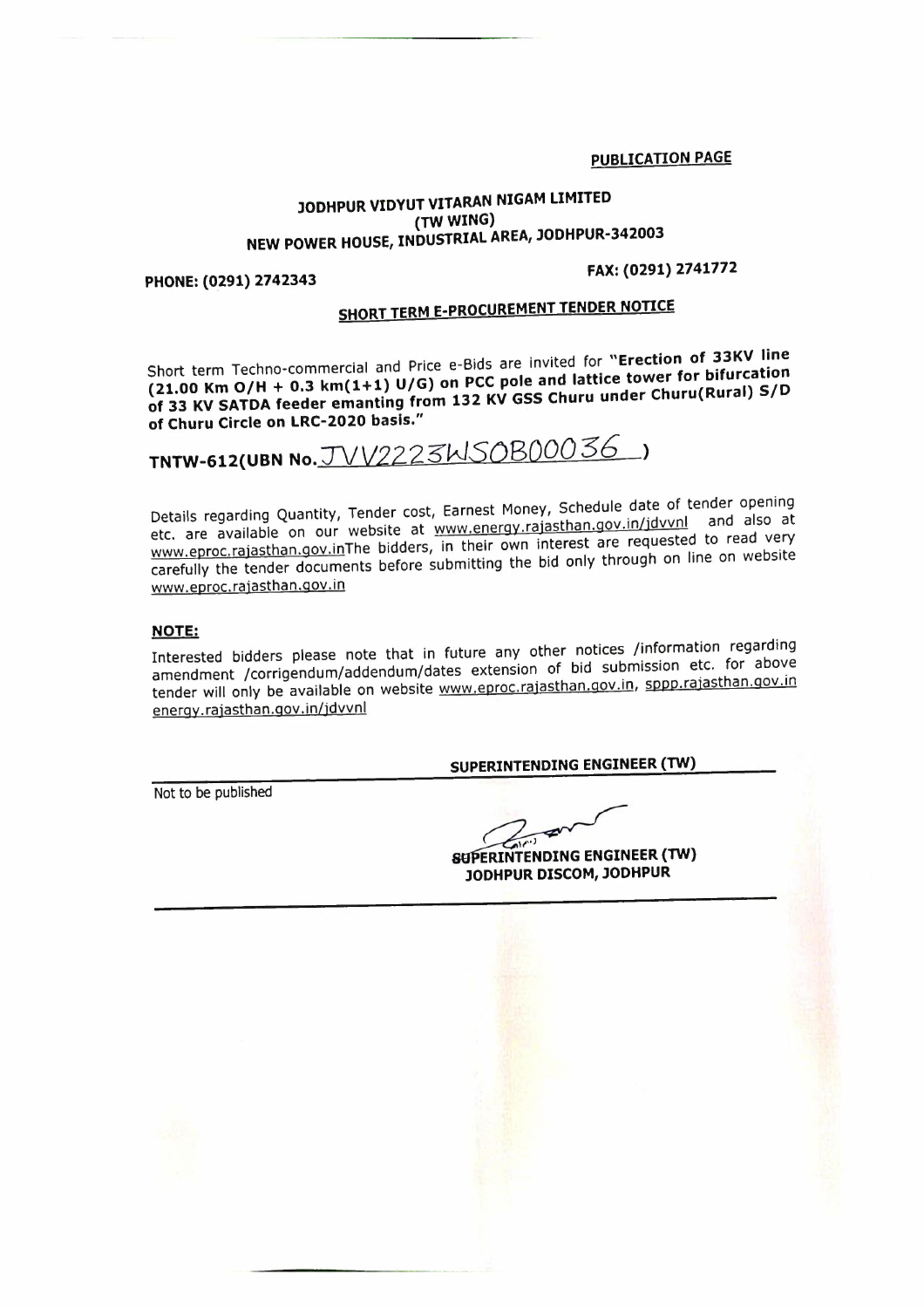**PUBLICATION PAGE**

**JODHPUR VIDYUT VITARAN NIGAM LIMITED**
**(TW WING)**
**NEW POWER HOUSE, INDUSTRIAL AREA, JODHPUR-342003**

**PHONE: (0291) 2742343** **FAX: (0291) 2741772**

## SHORT TERM E-PROCUREMENT TENDER NOTICE

Short term Techno-commercial and Price e-Bids are invited for **"Erection of 33KV line (21.00 Km O/H + 0.3 km(1+1) U/G) on PCC pole and lattice tower for bifurcation of 33 KV SATDA feeder emanting from 132 KV GSS Churu under Churu(Rural) S/D of Churu Circle on LRC-2020 basis."**

**TNTW-612(UBN No.** JVV2223WSOB00036 **)**

Details regarding Quantity, Tender cost, Earnest Money, Schedule date of tender opening etc. are available on our website at www.energy.rajasthan.gov.in/jdvvnl and also at www.eproc.rajasthan.gov.inThe bidders, in their own interest are requested to read very carefully the tender documents before submitting the bid only through on line on website www.eproc.rajasthan.gov.in

**NOTE:**

Interested bidders please note that in future any other notices /information regarding amendment /corrigendum/addendum/dates extension of bid submission etc. for above tender will only be available on website www.eproc.rajasthan.gov.in, sppp.rajasthan.gov.in energy.rajasthan.gov.in/jdvvnl

**SUPERINTENDING ENGINEER (TW)**

Not to be published

**SUPERINTENDING ENGINEER (TW)**
**JODHPUR DISCOM, JODHPUR**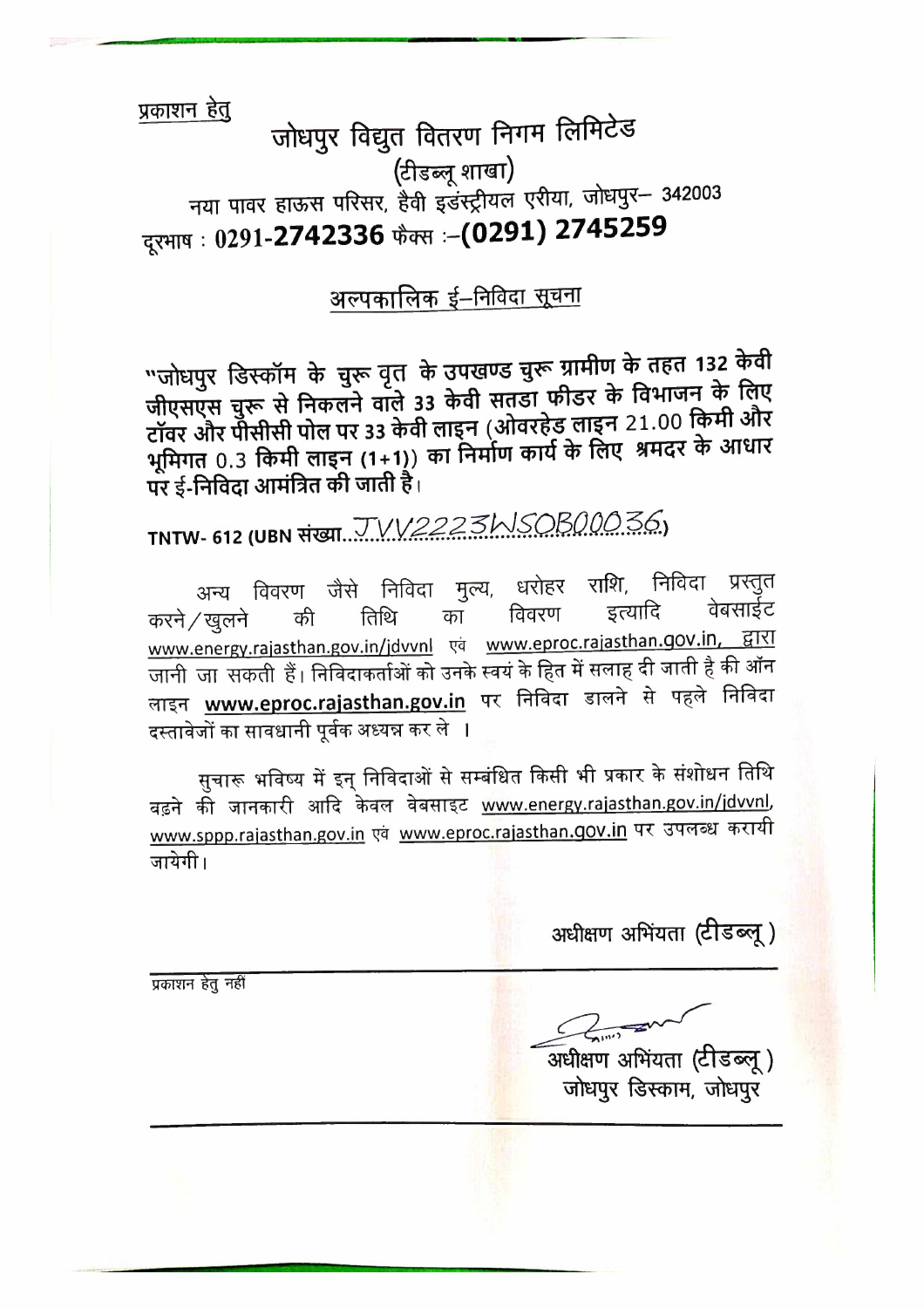<u>प्रकाशन हेतु</u>

# जोधपुर विद्युत वितरण निगम लिमिटेड

(टीडब्लू शाखा)

नया पावर हाऊस परिसर, हैवी इडंस्ट्रीयल एरीया, जोधपुर– 342003

दूरभाष : 0291-**2742336** फैक्स :–**(0291) 2745259**

## <u>अल्पकालिक ई–निविदा सूचना</u>

**"जोधपुर डिस्कॉम के चुरू वृत के उपखण्ड चुरू ग्रामीण के तहत 132 केवी जीएसएस चुरू से निकलने वाले 33 केवी सतडा फीडर के विभाजन के लिए टॉवर और पीसीसी पोल पर 33 केवी लाइन (ओवरहेड लाइन 21.00 किमी और भूमिगत 0.3 किमी लाइन (1+1)) का निर्माण कार्य के लिए श्रमदर के आधार पर ई-निविदा आमंत्रित की जाती है।**

**TNTW- 612 (UBN संख्या**...JVV2223WSOB00036**)**

अन्य विवरण जैसे निविदा मुल्य, धरोहर राशि, निविदा प्रस्तुत करने/खुलने की तिथि का विवरण इत्यादि वेबसाईट www.energy.rajasthan.gov.in/jdvvnl एवं www.eproc.rajasthan.gov.in, द्वारा जानी जा सकती हैं। निविदाकर्ताओं को उनके स्वयं के हित में सलाह दी जाती है की ऑन लाइन **www.eproc.rajasthan.gov.in** पर निविदा डालने से पहले निविदा दस्तावेजों का सावधानी पूर्वक अध्यन्न कर ले ।

सुचारू भविष्य में इन् निविदाओं से सम्बंधित किसी भी प्रकार के संशोधन तिथि बढ़ने की जानकारी आदि केवल वेबसाइट www.energy.rajasthan.gov.in/jdvvnl, www.sppp.rajasthan.gov.in एवं www.eproc.rajasthan.gov.in पर उपलब्ध करायी जायेगी।

अधीक्षण अभियंता **(टीडब्लू)**

---

प्रकाशन हेतु नहीं

अधीक्षण अभियंता (टीडब्लू)
जोधपुर डिस्काम, जोधपुर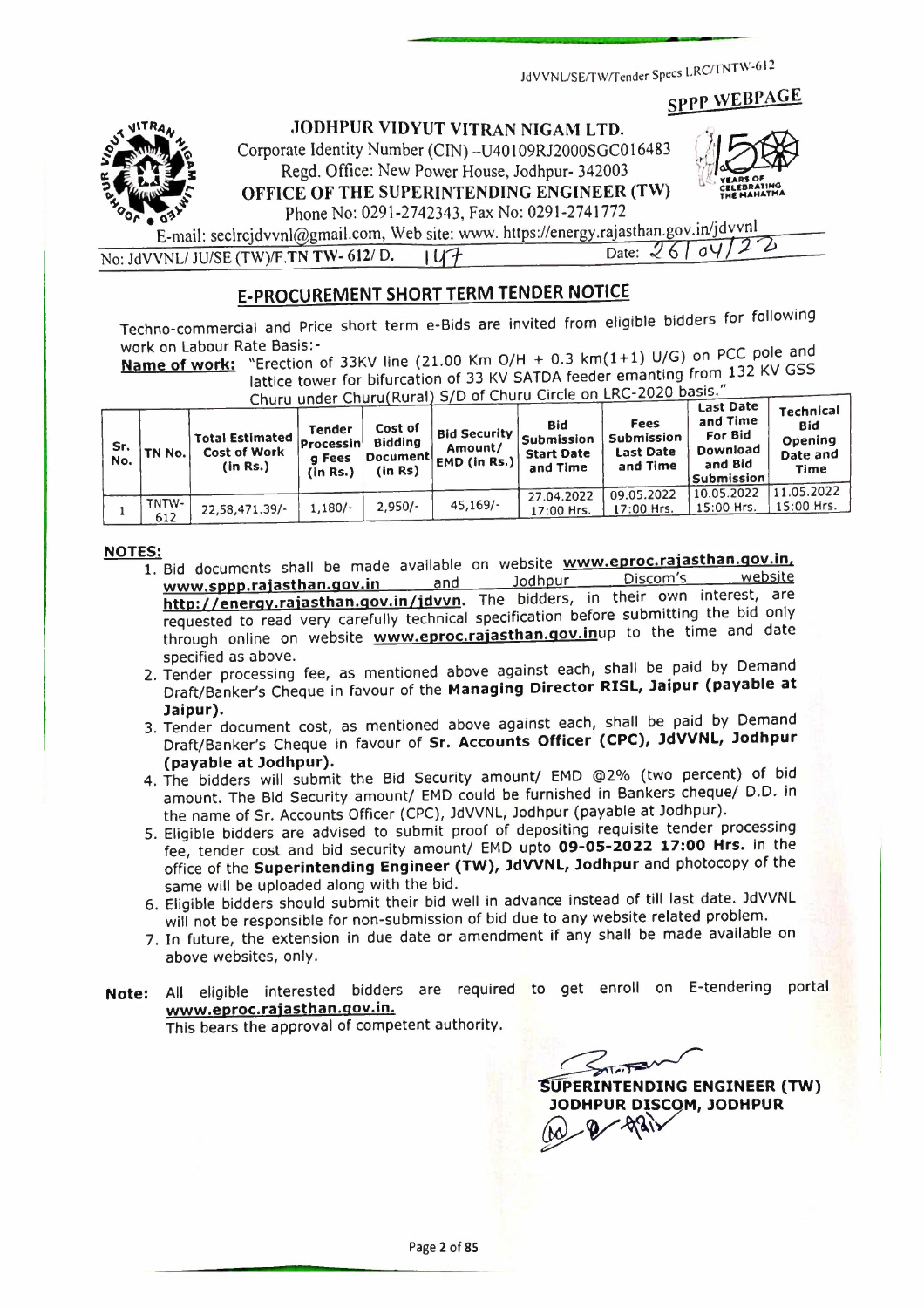JdVVNL/SE/TW/Tender Specs LRC/TNTW-612

**SPPP WEBPAGE**

**JODHPUR VIDYUT VITRAN NIGAM LTD.**
Corporate Identity Number (CIN) –U40109RJ2000SGC016483
Regd. Office: New Power House, Jodhpur- 342003
**OFFICE OF THE SUPERINTENDING ENGINEER (TW)**
Phone No: 0291-2742343, Fax No: 0291-2741772
E-mail: seclrcjdvvnl@gmail.com, Web site: www. https://energy.rajasthan.gov.in/jdvvnl

No: JdVVNL/ JU/SE (TW)/F.**TN TW- 612**/ D. 147 Date: 26/04/22

## E-PROCUREMENT SHORT TERM TENDER NOTICE

Techno-commercial and Price short term e-Bids are invited from eligible bidders for following work on Labour Rate Basis:-

**Name of work:** "Erection of 33KV line (21.00 Km O/H + 0.3 km(1+1) U/G) on PCC pole and lattice tower for bifurcation of 33 KV SATDA feeder emanting from 132 KV GSS Churu under Churu(Rural) S/D of Churu Circle on LRC-2020 basis."

| Sr. No. | TN No. | Total Estimated Cost of Work (in Rs.) | Tender Processing Fees (in Rs.) | Cost of Bidding Document (in Rs) | Bid Security Amount/ EMD (in Rs.) | Bid Submission Start Date and Time | Fees Submission Last Date and Time | Last Date and Time For Bid Download and Bid Submission | Technical Bid Opening Date and Time |
|---|---|---|---|---|---|---|---|---|---|
| 1 | TNTW-612 | 22,58,471.39/- | 1,180/- | 2,950/- | 45,169/- | 27.04.2022 17:00 Hrs. | 09.05.2022 17:00 Hrs. | 10.05.2022 15:00 Hrs. | 11.05.2022 15:00 Hrs. |

**NOTES:**

1. Bid documents shall be made available on website **www.eproc.rajasthan.gov.in, www.sppp.rajasthan.gov.in** and Jodhpur Discom's website **http://energy.rajasthan.gov.in/jdvvn**. The bidders, in their own interest, are requested to read very carefully technical specification before submitting the bid only through online on website **www.eproc.rajasthan.gov.in**up to the time and date specified as above.
2. Tender processing fee, as mentioned above against each, shall be paid by Demand Draft/Banker's Cheque in favour of the **Managing Director RISL, Jaipur (payable at Jaipur).**
3. Tender document cost, as mentioned above against each, shall be paid by Demand Draft/Banker's Cheque in favour of **Sr. Accounts Officer (CPC), JdVVNL, Jodhpur (payable at Jodhpur).**
4. The bidders will submit the Bid Security amount/ EMD @2% (two percent) of bid amount. The Bid Security amount/ EMD could be furnished in Bankers cheque/ D.D. in the name of Sr. Accounts Officer (CPC), JdVVNL, Jodhpur (payable at Jodhpur).
5. Eligible bidders are advised to submit proof of depositing requisite tender processing fee, tender cost and bid security amount/ EMD upto **09-05-2022 17:00 Hrs.** in the office of the **Superintending Engineer (TW), JdVVNL, Jodhpur** and photocopy of the same will be uploaded along with the bid.
6. Eligible bidders should submit their bid well in advance instead of till last date. JdVVNL will not be responsible for non-submission of bid due to any website related problem.
7. In future, the extension in due date or amendment if any shall be made available on above websites, only.

**Note:** All eligible interested bidders are required to get enroll on E-tendering portal **www.eproc.rajasthan.gov.in.**

This bears the approval of competent authority.

**SUPERINTENDING ENGINEER (TW)**
**JODHPUR DISCOM, JODHPUR**